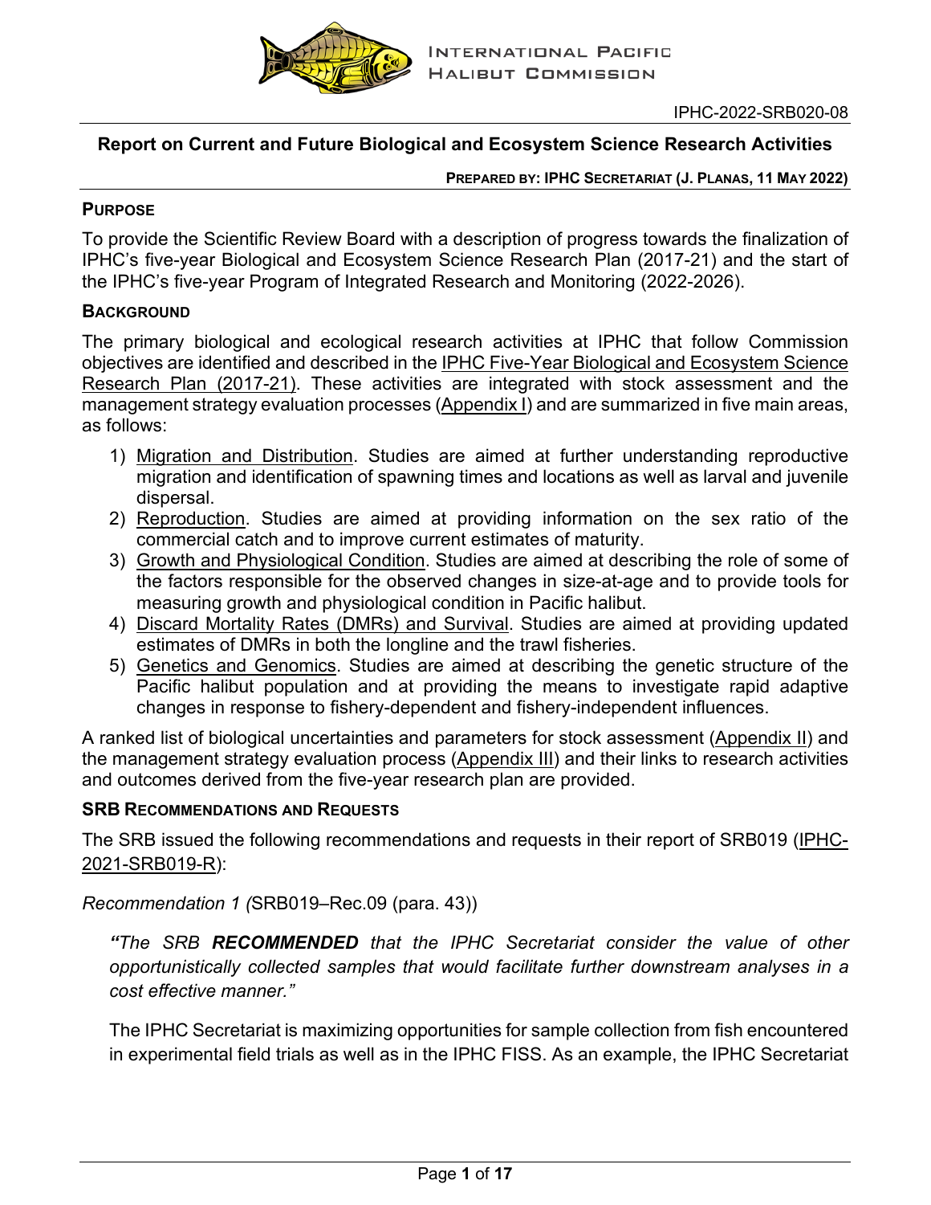INTERNATIONAL PACIFIC HALIBUT COMMISSION

IPHC-2022-SRB020-08

# Report on Current and Future Biological and Ecosystem Science Research Activities

**PREPARED BY: IPHC SECRETARIAT (J. PLANAS, 11 MAY 2022)**

## PURPOSE

To provide the Scientific Review Board with a description of progress towards the finalization of IPHC's five-year Biological and Ecosystem Science Research Plan (2017-21) and the start of the IPHC's five-year Program of Integrated Research and Monitoring (2022-2026).

## BACKGROUND

The primary biological and ecological research activities at IPHC that follow Commission objectives are identified and described in the IPHC Five-Year Biological and Ecosystem Science Research Plan (2017-21). These activities are integrated with stock assessment and the management strategy evaluation processes (Appendix I) and are summarized in five main areas, as follows:

1) Migration and Distribution. Studies are aimed at further understanding reproductive migration and identification of spawning times and locations as well as larval and juvenile dispersal.
2) Reproduction. Studies are aimed at providing information on the sex ratio of the commercial catch and to improve current estimates of maturity.
3) Growth and Physiological Condition. Studies are aimed at describing the role of some of the factors responsible for the observed changes in size-at-age and to provide tools for measuring growth and physiological condition in Pacific halibut.
4) Discard Mortality Rates (DMRs) and Survival. Studies are aimed at providing updated estimates of DMRs in both the longline and the trawl fisheries.
5) Genetics and Genomics. Studies are aimed at describing the genetic structure of the Pacific halibut population and at providing the means to investigate rapid adaptive changes in response to fishery-dependent and fishery-independent influences.

A ranked list of biological uncertainties and parameters for stock assessment (Appendix II) and the management strategy evaluation process (Appendix III) and their links to research activities and outcomes derived from the five-year research plan are provided.

## SRB RECOMMENDATIONS AND REQUESTS

The SRB issued the following recommendations and requests in their report of SRB019 (IPHC-2021-SRB019-R):

*Recommendation 1 (*SRB019–Rec.09 (para. 43))

> ***"****The SRB* ***RECOMMENDED*** *that the IPHC Secretariat consider the value of other opportunistically collected samples that would facilitate further downstream analyses in a cost effective manner."*

The IPHC Secretariat is maximizing opportunities for sample collection from fish encountered in experimental field trials as well as in the IPHC FISS. As an example, the IPHC Secretariat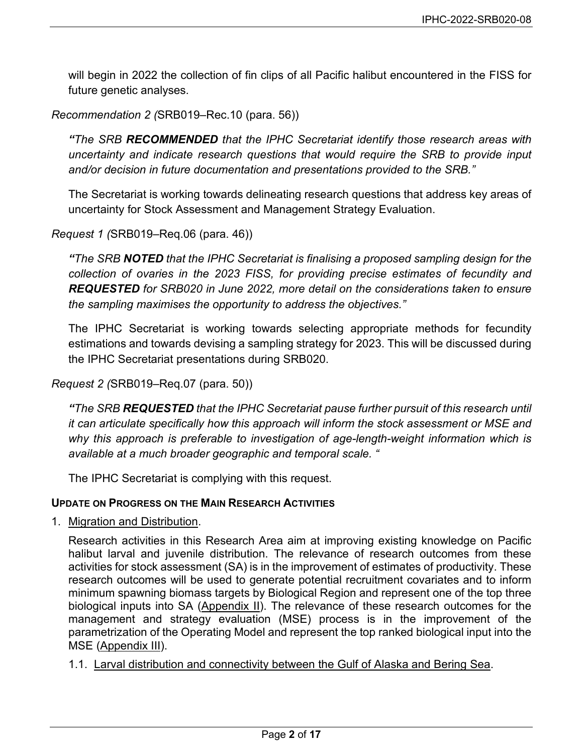will begin in 2022 the collection of fin clips of all Pacific halibut encountered in the FISS for future genetic analyses.

*Recommendation 2 (*SRB019–Rec.10 (para. 56))

***"****The SRB* ***RECOMMENDED*** *that the IPHC Secretariat identify those research areas with uncertainty and indicate research questions that would require the SRB to provide input and/or decision in future documentation and presentations provided to the SRB."*

The Secretariat is working towards delineating research questions that address key areas of uncertainty for Stock Assessment and Management Strategy Evaluation.

*Request 1 (*SRB019–Req.06 (para. 46))

***"****The SRB* ***NOTED*** *that the IPHC Secretariat is finalising a proposed sampling design for the collection of ovaries in the 2023 FISS, for providing precise estimates of fecundity and* ***REQUESTED*** *for SRB020 in June 2022, more detail on the considerations taken to ensure the sampling maximises the opportunity to address the objectives."*

The IPHC Secretariat is working towards selecting appropriate methods for fecundity estimations and towards devising a sampling strategy for 2023. This will be discussed during the IPHC Secretariat presentations during SRB020.

*Request 2 (*SRB019–Req.07 (para. 50))

***"****The SRB* ***REQUESTED*** *that the IPHC Secretariat pause further pursuit of this research until it can articulate specifically how this approach will inform the stock assessment or MSE and why this approach is preferable to investigation of age-length-weight information which is available at a much broader geographic and temporal scale. "*

The IPHC Secretariat is complying with this request.

**UPDATE ON PROGRESS ON THE MAIN RESEARCH ACTIVITIES**

1. Migration and Distribution.

   Research activities in this Research Area aim at improving existing knowledge on Pacific halibut larval and juvenile distribution. The relevance of research outcomes from these activities for stock assessment (SA) is in the improvement of estimates of productivity. These research outcomes will be used to generate potential recruitment covariates and to inform minimum spawning biomass targets by Biological Region and represent one of the top three biological inputs into SA (Appendix II). The relevance of these research outcomes for the management and strategy evaluation (MSE) process is in the improvement of the parametrization of the Operating Model and represent the top ranked biological input into the MSE (Appendix III).

   1.1. Larval distribution and connectivity between the Gulf of Alaska and Bering Sea.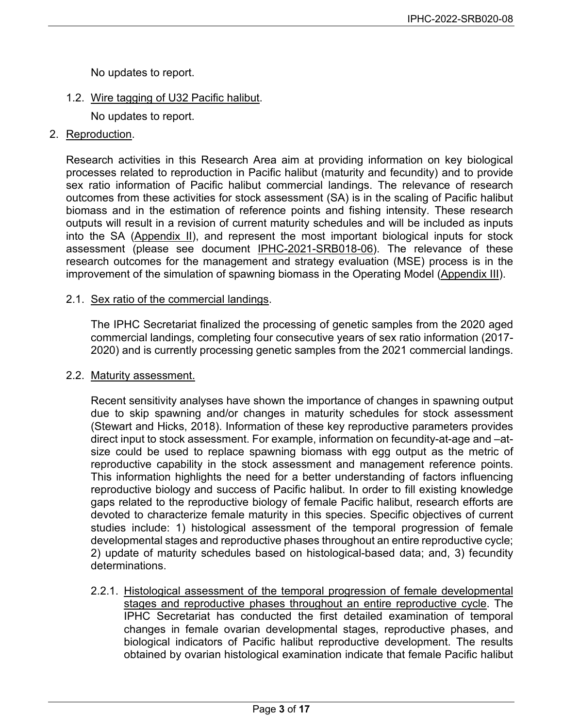No updates to report.

1.2. Wire tagging of U32 Pacific halibut.

No updates to report.

2. Reproduction.

Research activities in this Research Area aim at providing information on key biological processes related to reproduction in Pacific halibut (maturity and fecundity) and to provide sex ratio information of Pacific halibut commercial landings. The relevance of research outcomes from these activities for stock assessment (SA) is in the scaling of Pacific halibut biomass and in the estimation of reference points and fishing intensity. These research outputs will result in a revision of current maturity schedules and will be included as inputs into the SA (Appendix II), and represent the most important biological inputs for stock assessment (please see document IPHC-2021-SRB018-06). The relevance of these research outcomes for the management and strategy evaluation (MSE) process is in the improvement of the simulation of spawning biomass in the Operating Model (Appendix III).

2.1. Sex ratio of the commercial landings.

The IPHC Secretariat finalized the processing of genetic samples from the 2020 aged commercial landings, completing four consecutive years of sex ratio information (2017-2020) and is currently processing genetic samples from the 2021 commercial landings.

2.2. Maturity assessment.

Recent sensitivity analyses have shown the importance of changes in spawning output due to skip spawning and/or changes in maturity schedules for stock assessment (Stewart and Hicks, 2018). Information of these key reproductive parameters provides direct input to stock assessment. For example, information on fecundity-at-age and –at-size could be used to replace spawning biomass with egg output as the metric of reproductive capability in the stock assessment and management reference points. This information highlights the need for a better understanding of factors influencing reproductive biology and success of Pacific halibut. In order to fill existing knowledge gaps related to the reproductive biology of female Pacific halibut, research efforts are devoted to characterize female maturity in this species. Specific objectives of current studies include: 1) histological assessment of the temporal progression of female developmental stages and reproductive phases throughout an entire reproductive cycle; 2) update of maturity schedules based on histological-based data; and, 3) fecundity determinations.

2.2.1. Histological assessment of the temporal progression of female developmental stages and reproductive phases throughout an entire reproductive cycle. The IPHC Secretariat has conducted the first detailed examination of temporal changes in female ovarian developmental stages, reproductive phases, and biological indicators of Pacific halibut reproductive development. The results obtained by ovarian histological examination indicate that female Pacific halibut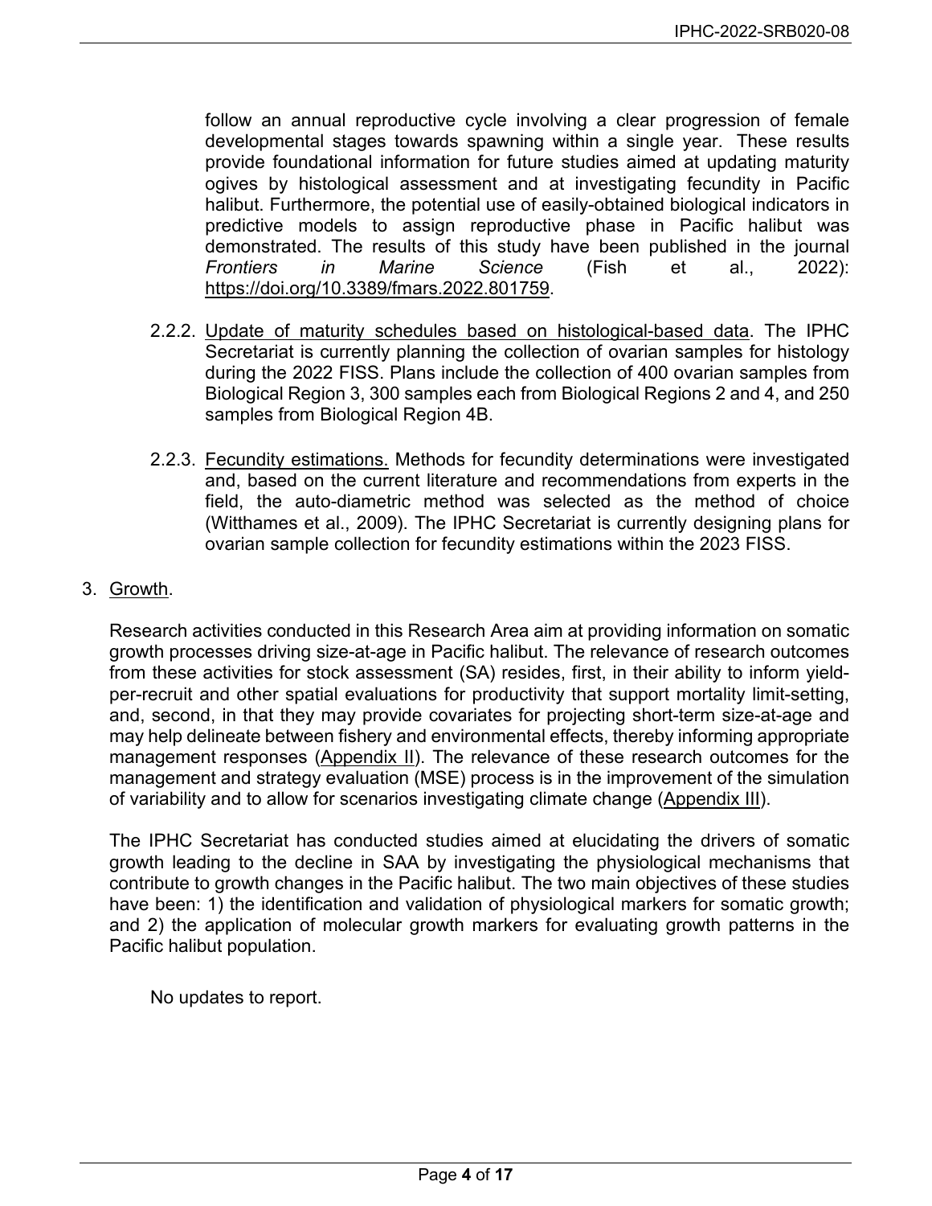follow an annual reproductive cycle involving a clear progression of female developmental stages towards spawning within a single year. These results provide foundational information for future studies aimed at updating maturity ogives by histological assessment and at investigating fecundity in Pacific halibut. Furthermore, the potential use of easily-obtained biological indicators in predictive models to assign reproductive phase in Pacific halibut was demonstrated. The results of this study have been published in the journal *Frontiers in Marine Science* (Fish et al., 2022): https://doi.org/10.3389/fmars.2022.801759.

2.2.2. Update of maturity schedules based on histological-based data. The IPHC Secretariat is currently planning the collection of ovarian samples for histology during the 2022 FISS. Plans include the collection of 400 ovarian samples from Biological Region 3, 300 samples each from Biological Regions 2 and 4, and 250 samples from Biological Region 4B.

2.2.3. Fecundity estimations. Methods for fecundity determinations were investigated and, based on the current literature and recommendations from experts in the field, the auto-diametric method was selected as the method of choice (Witthames et al., 2009). The IPHC Secretariat is currently designing plans for ovarian sample collection for fecundity estimations within the 2023 FISS.

3. Growth.

Research activities conducted in this Research Area aim at providing information on somatic growth processes driving size-at-age in Pacific halibut. The relevance of research outcomes from these activities for stock assessment (SA) resides, first, in their ability to inform yield-per-recruit and other spatial evaluations for productivity that support mortality limit-setting, and, second, in that they may provide covariates for projecting short-term size-at-age and may help delineate between fishery and environmental effects, thereby informing appropriate management responses (Appendix II). The relevance of these research outcomes for the management and strategy evaluation (MSE) process is in the improvement of the simulation of variability and to allow for scenarios investigating climate change (Appendix III).

The IPHC Secretariat has conducted studies aimed at elucidating the drivers of somatic growth leading to the decline in SAA by investigating the physiological mechanisms that contribute to growth changes in the Pacific halibut. The two main objectives of these studies have been: 1) the identification and validation of physiological markers for somatic growth; and 2) the application of molecular growth markers for evaluating growth patterns in the Pacific halibut population.

No updates to report.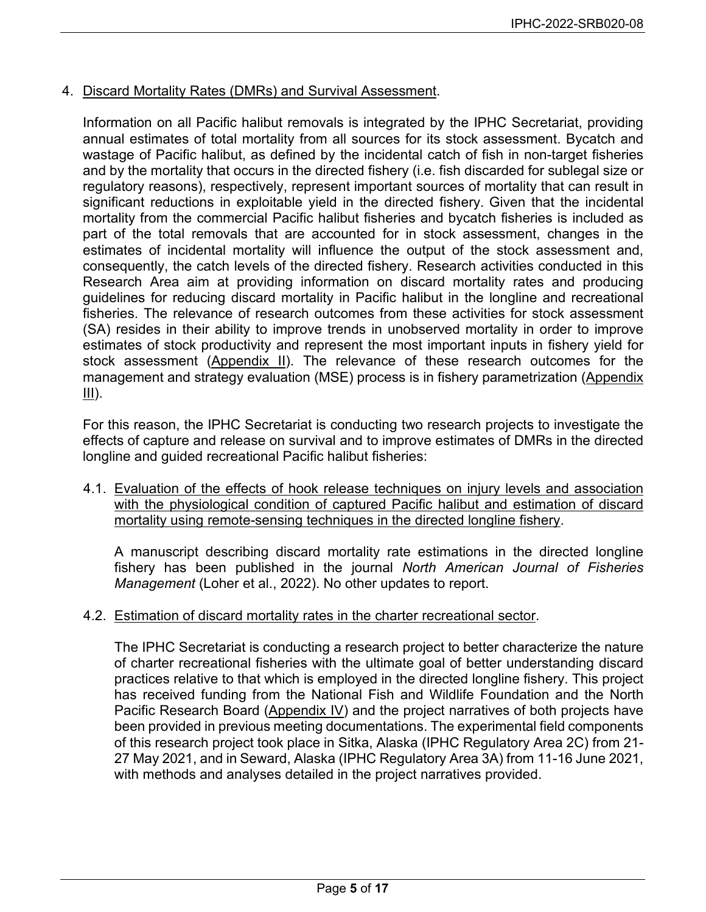4. Discard Mortality Rates (DMRs) and Survival Assessment.

   Information on all Pacific halibut removals is integrated by the IPHC Secretariat, providing annual estimates of total mortality from all sources for its stock assessment. Bycatch and wastage of Pacific halibut, as defined by the incidental catch of fish in non-target fisheries and by the mortality that occurs in the directed fishery (i.e. fish discarded for sublegal size or regulatory reasons), respectively, represent important sources of mortality that can result in significant reductions in exploitable yield in the directed fishery. Given that the incidental mortality from the commercial Pacific halibut fisheries and bycatch fisheries is included as part of the total removals that are accounted for in stock assessment, changes in the estimates of incidental mortality will influence the output of the stock assessment and, consequently, the catch levels of the directed fishery. Research activities conducted in this Research Area aim at providing information on discard mortality rates and producing guidelines for reducing discard mortality in Pacific halibut in the longline and recreational fisheries. The relevance of research outcomes from these activities for stock assessment (SA) resides in their ability to improve trends in unobserved mortality in order to improve estimates of stock productivity and represent the most important inputs in fishery yield for stock assessment (Appendix II). The relevance of these research outcomes for the management and strategy evaluation (MSE) process is in fishery parametrization (Appendix III).

   For this reason, the IPHC Secretariat is conducting two research projects to investigate the effects of capture and release on survival and to improve estimates of DMRs in the directed longline and guided recreational Pacific halibut fisheries:

   4.1. Evaluation of the effects of hook release techniques on injury levels and association with the physiological condition of captured Pacific halibut and estimation of discard mortality using remote-sensing techniques in the directed longline fishery.

      A manuscript describing discard mortality rate estimations in the directed longline fishery has been published in the journal *North American Journal of Fisheries Management* (Loher et al., 2022). No other updates to report.

   4.2. Estimation of discard mortality rates in the charter recreational sector.

      The IPHC Secretariat is conducting a research project to better characterize the nature of charter recreational fisheries with the ultimate goal of better understanding discard practices relative to that which is employed in the directed longline fishery. This project has received funding from the National Fish and Wildlife Foundation and the North Pacific Research Board (Appendix IV) and the project narratives of both projects have been provided in previous meeting documentations. The experimental field components of this research project took place in Sitka, Alaska (IPHC Regulatory Area 2C) from 21-27 May 2021, and in Seward, Alaska (IPHC Regulatory Area 3A) from 11-16 June 2021, with methods and analyses detailed in the project narratives provided.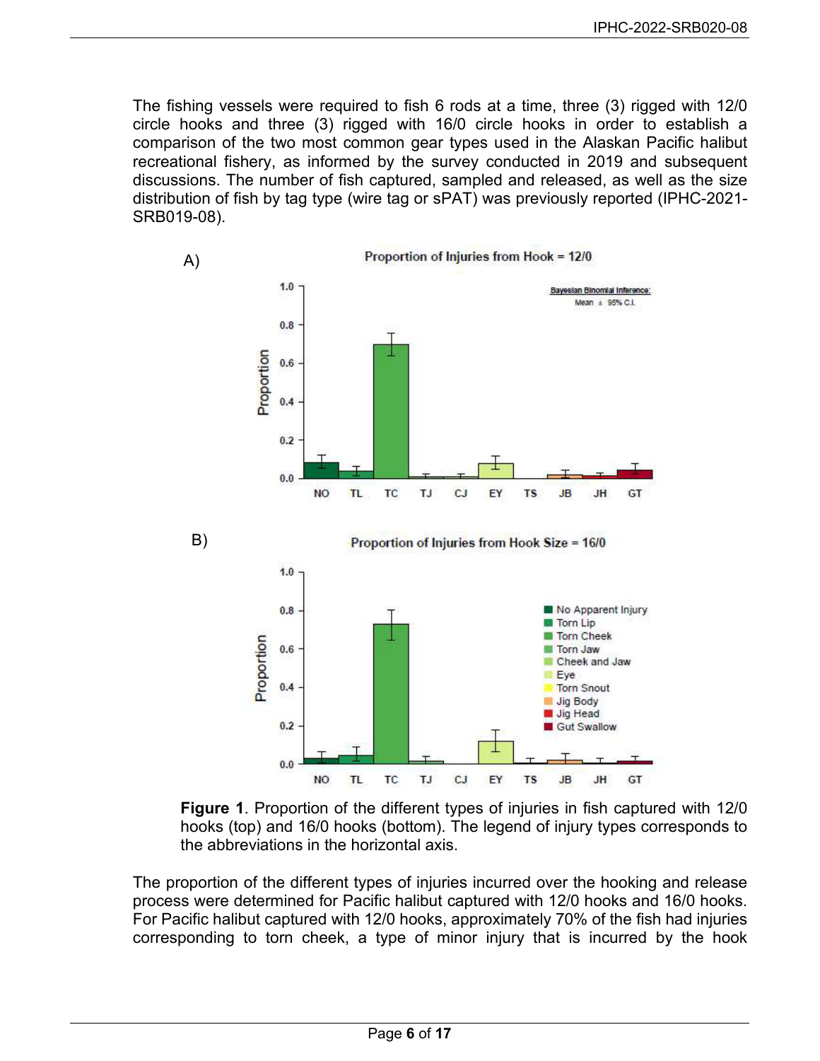The fishing vessels were required to fish 6 rods at a time, three (3) rigged with 12/0 circle hooks and three (3) rigged with 16/0 circle hooks in order to establish a comparison of the two most common gear types used in the Alaskan Pacific halibut recreational fishery, as informed by the survey conducted in 2019 and subsequent discussions. The number of fish captured, sampled and released, as well as the size distribution of fish by tag type (wire tag or sPAT) was previously reported (IPHC-2021-SRB019-08).

**Figure 1**. Proportion of the different types of injuries in fish captured with 12/0 hooks (top) and 16/0 hooks (bottom). The legend of injury types corresponds to the abbreviations in the horizontal axis.

The proportion of the different types of injuries incurred over the hooking and release process were determined for Pacific halibut captured with 12/0 hooks and 16/0 hooks. For Pacific halibut captured with 12/0 hooks, approximately 70% of the fish had injuries corresponding to torn cheek, a type of minor injury that is incurred by the hook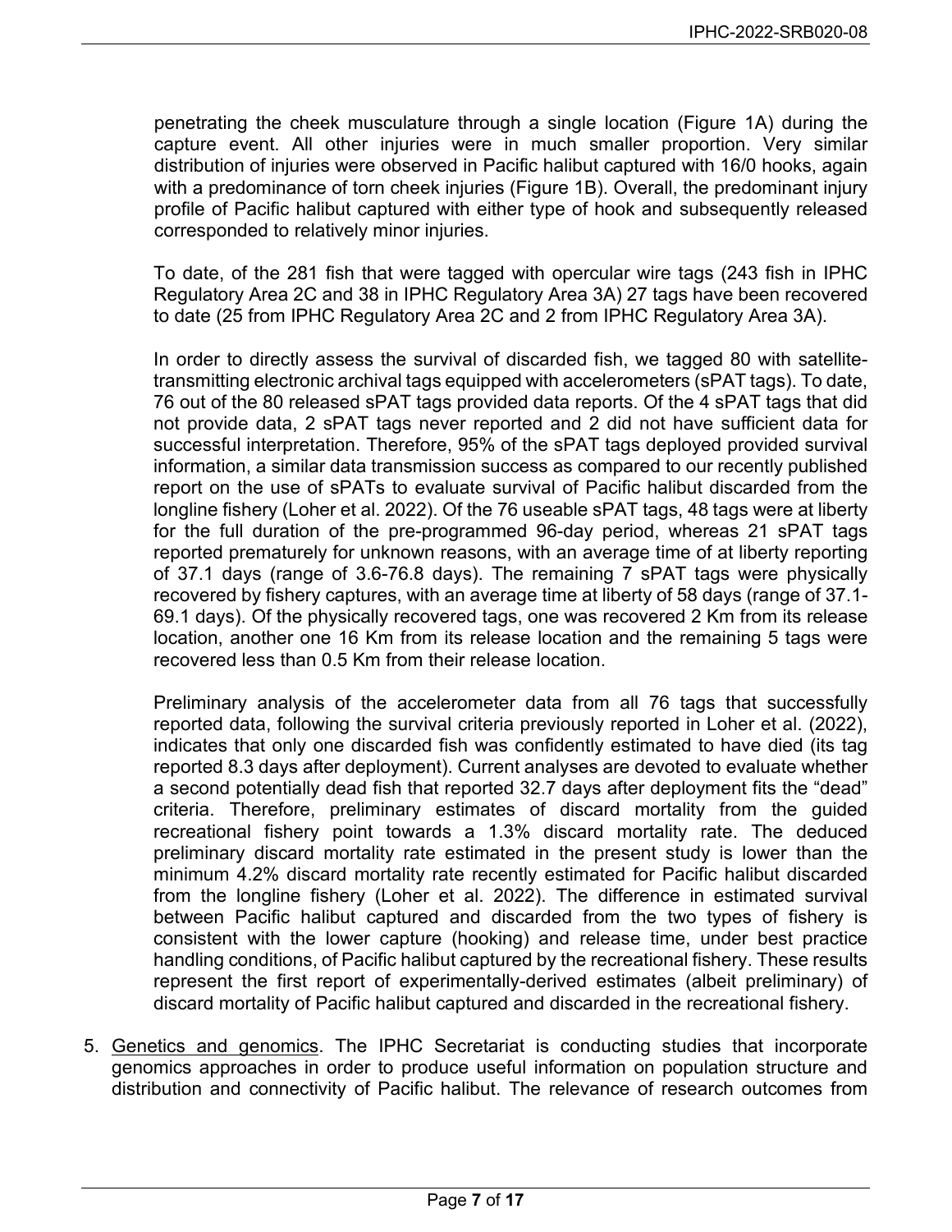penetrating the cheek musculature through a single location (Figure 1A) during the capture event. All other injuries were in much smaller proportion. Very similar distribution of injuries were observed in Pacific halibut captured with 16/0 hooks, again with a predominance of torn cheek injuries (Figure 1B). Overall, the predominant injury profile of Pacific halibut captured with either type of hook and subsequently released corresponded to relatively minor injuries.

To date, of the 281 fish that were tagged with opercular wire tags (243 fish in IPHC Regulatory Area 2C and 38 in IPHC Regulatory Area 3A) 27 tags have been recovered to date (25 from IPHC Regulatory Area 2C and 2 from IPHC Regulatory Area 3A).

In order to directly assess the survival of discarded fish, we tagged 80 with satellite-transmitting electronic archival tags equipped with accelerometers (sPAT tags). To date, 76 out of the 80 released sPAT tags provided data reports. Of the 4 sPAT tags that did not provide data, 2 sPAT tags never reported and 2 did not have sufficient data for successful interpretation. Therefore, 95% of the sPAT tags deployed provided survival information, a similar data transmission success as compared to our recently published report on the use of sPATs to evaluate survival of Pacific halibut discarded from the longline fishery (Loher et al. 2022). Of the 76 useable sPAT tags, 48 tags were at liberty for the full duration of the pre-programmed 96-day period, whereas 21 sPAT tags reported prematurely for unknown reasons, with an average time of at liberty reporting of 37.1 days (range of 3.6-76.8 days). The remaining 7 sPAT tags were physically recovered by fishery captures, with an average time at liberty of 58 days (range of 37.1-69.1 days). Of the physically recovered tags, one was recovered 2 Km from its release location, another one 16 Km from its release location and the remaining 5 tags were recovered less than 0.5 Km from their release location.

Preliminary analysis of the accelerometer data from all 76 tags that successfully reported data, following the survival criteria previously reported in Loher et al. (2022), indicates that only one discarded fish was confidently estimated to have died (its tag reported 8.3 days after deployment). Current analyses are devoted to evaluate whether a second potentially dead fish that reported 32.7 days after deployment fits the "dead" criteria. Therefore, preliminary estimates of discard mortality from the guided recreational fishery point towards a 1.3% discard mortality rate. The deduced preliminary discard mortality rate estimated in the present study is lower than the minimum 4.2% discard mortality rate recently estimated for Pacific halibut discarded from the longline fishery (Loher et al. 2022). The difference in estimated survival between Pacific halibut captured and discarded from the two types of fishery is consistent with the lower capture (hooking) and release time, under best practice handling conditions, of Pacific halibut captured by the recreational fishery. These results represent the first report of experimentally-derived estimates (albeit preliminary) of discard mortality of Pacific halibut captured and discarded in the recreational fishery.

5. Genetics and genomics. The IPHC Secretariat is conducting studies that incorporate genomics approaches in order to produce useful information on population structure and distribution and connectivity of Pacific halibut. The relevance of research outcomes from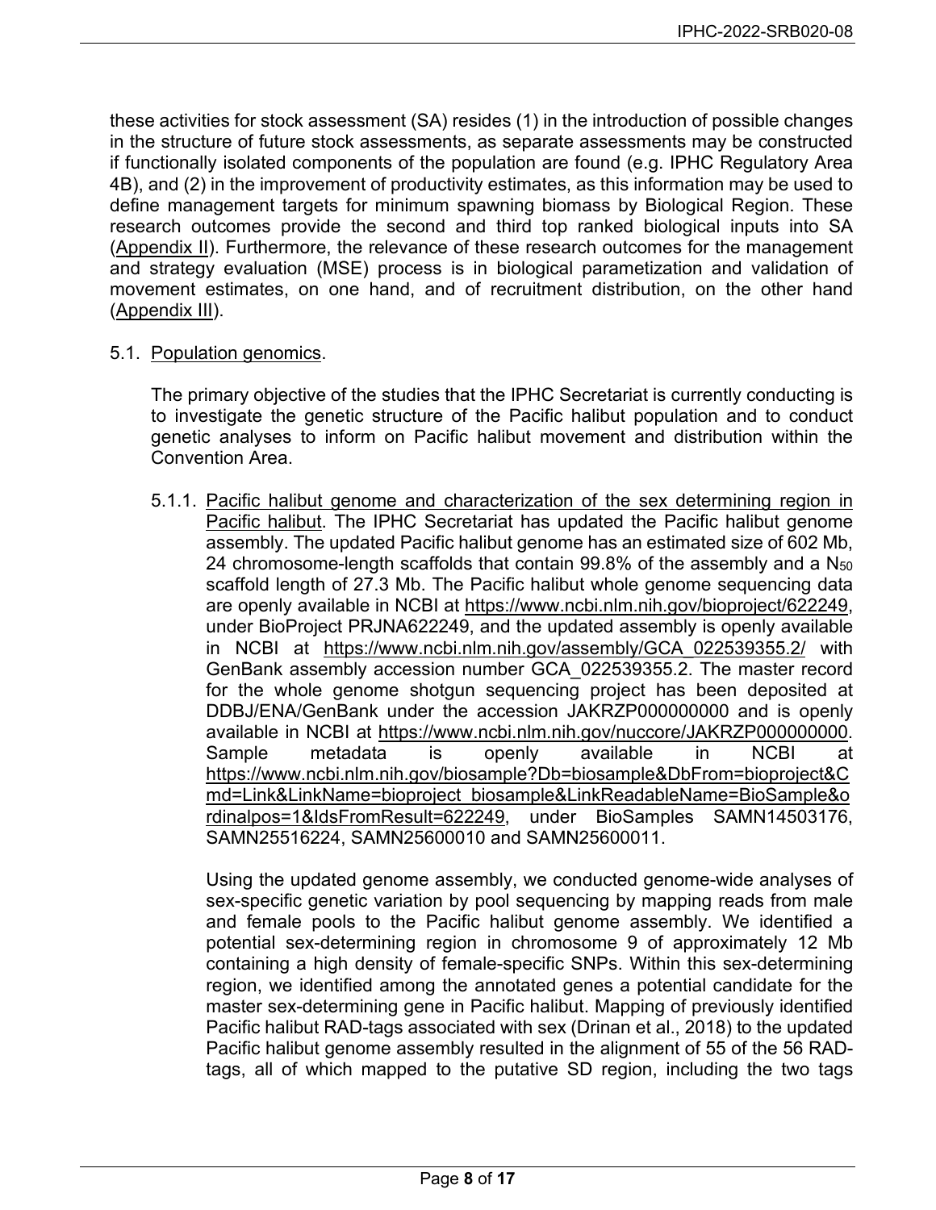these activities for stock assessment (SA) resides (1) in the introduction of possible changes in the structure of future stock assessments, as separate assessments may be constructed if functionally isolated components of the population are found (e.g. IPHC Regulatory Area 4B), and (2) in the improvement of productivity estimates, as this information may be used to define management targets for minimum spawning biomass by Biological Region. These research outcomes provide the second and third top ranked biological inputs into SA (Appendix II). Furthermore, the relevance of these research outcomes for the management and strategy evaluation (MSE) process is in biological parametization and validation of movement estimates, on one hand, and of recruitment distribution, on the other hand (Appendix III).

5.1. Population genomics.

The primary objective of the studies that the IPHC Secretariat is currently conducting is to investigate the genetic structure of the Pacific halibut population and to conduct genetic analyses to inform on Pacific halibut movement and distribution within the Convention Area.

5.1.1. Pacific halibut genome and characterization of the sex determining region in Pacific halibut. The IPHC Secretariat has updated the Pacific halibut genome assembly. The updated Pacific halibut genome has an estimated size of 602 Mb, 24 chromosome-length scaffolds that contain 99.8% of the assembly and a $N_{50}$ scaffold length of 27.3 Mb. The Pacific halibut whole genome sequencing data are openly available in NCBI at https://www.ncbi.nlm.nih.gov/bioproject/622249, under BioProject PRJNA622249, and the updated assembly is openly available in NCBI at https://www.ncbi.nlm.nih.gov/assembly/GCA_022539355.2/ with GenBank assembly accession number GCA_022539355.2. The master record for the whole genome shotgun sequencing project has been deposited at DDBJ/ENA/GenBank under the accession JAKRZP000000000 and is openly available in NCBI at https://www.ncbi.nlm.nih.gov/nuccore/JAKRZP000000000. Sample metadata is openly available in NCBI at https://www.ncbi.nlm.nih.gov/biosample?Db=biosample&DbFrom=bioproject&Cmd=Link&LinkName=bioproject_biosample&LinkReadableName=BioSample&ordinalpos=1&IdsFromResult=622249, under BioSamples SAMN14503176, SAMN25516224, SAMN25600010 and SAMN25600011.

Using the updated genome assembly, we conducted genome-wide analyses of sex-specific genetic variation by pool sequencing by mapping reads from male and female pools to the Pacific halibut genome assembly. We identified a potential sex-determining region in chromosome 9 of approximately 12 Mb containing a high density of female-specific SNPs. Within this sex-determining region, we identified among the annotated genes a potential candidate for the master sex-determining gene in Pacific halibut. Mapping of previously identified Pacific halibut RAD-tags associated with sex (Drinan et al., 2018) to the updated Pacific halibut genome assembly resulted in the alignment of 55 of the 56 RAD-tags, all of which mapped to the putative SD region, including the two tags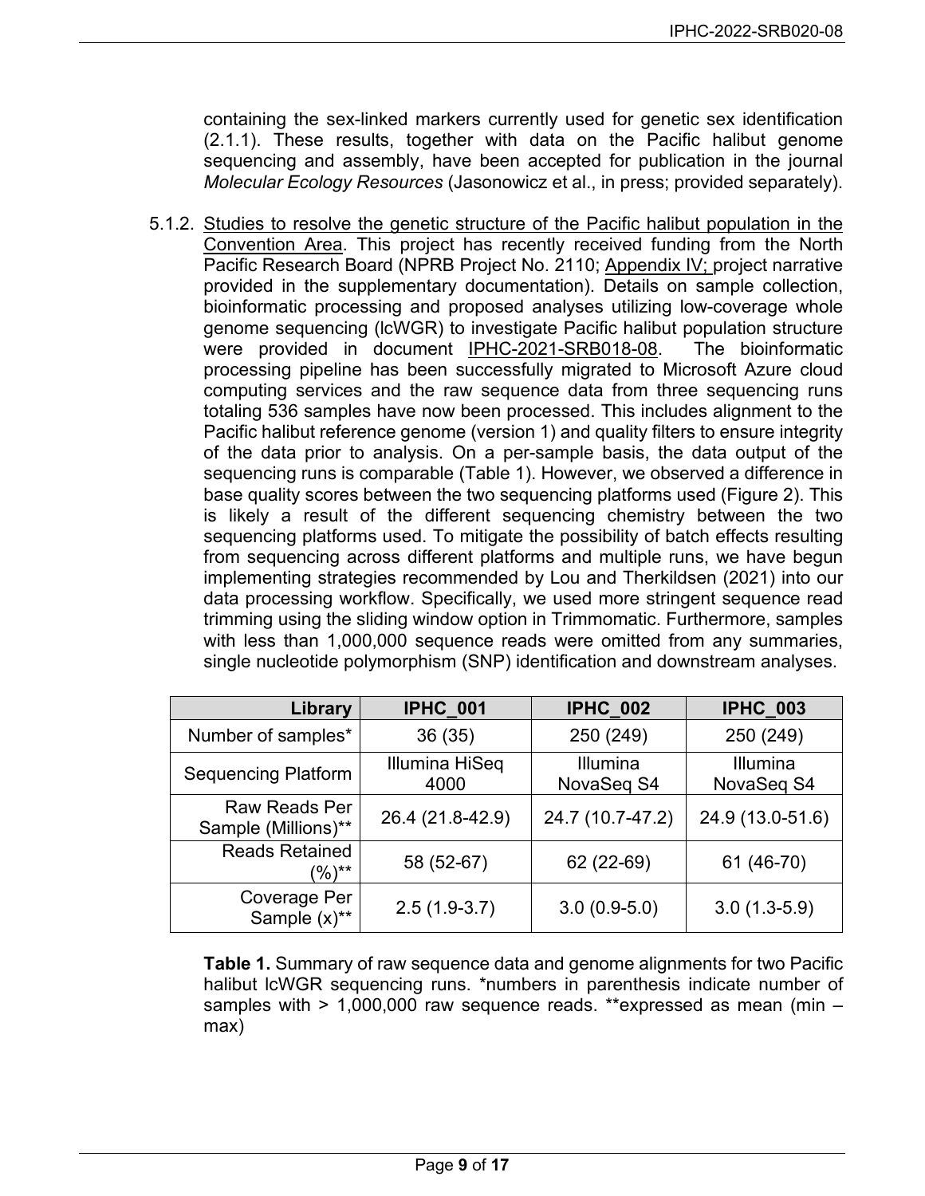containing the sex-linked markers currently used for genetic sex identification (2.1.1). These results, together with data on the Pacific halibut genome sequencing and assembly, have been accepted for publication in the journal *Molecular Ecology Resources* (Jasonowicz et al., in press; provided separately).

5.1.2. Studies to resolve the genetic structure of the Pacific halibut population in the Convention Area. This project has recently received funding from the North Pacific Research Board (NPRB Project No. 2110; Appendix IV; project narrative provided in the supplementary documentation). Details on sample collection, bioinformatic processing and proposed analyses utilizing low-coverage whole genome sequencing (lcWGR) to investigate Pacific halibut population structure were provided in document IPHC-2021-SRB018-08. The bioinformatic processing pipeline has been successfully migrated to Microsoft Azure cloud computing services and the raw sequence data from three sequencing runs totaling 536 samples have now been processed. This includes alignment to the Pacific halibut reference genome (version 1) and quality filters to ensure integrity of the data prior to analysis. On a per-sample basis, the data output of the sequencing runs is comparable (Table 1). However, we observed a difference in base quality scores between the two sequencing platforms used (Figure 2). This is likely a result of the different sequencing chemistry between the two sequencing platforms used. To mitigate the possibility of batch effects resulting from sequencing across different platforms and multiple runs, we have begun implementing strategies recommended by Lou and Therkildsen (2021) into our data processing workflow. Specifically, we used more stringent sequence read trimming using the sliding window option in Trimmomatic. Furthermore, samples with less than 1,000,000 sequence reads were omitted from any summaries, single nucleotide polymorphism (SNP) identification and downstream analyses.

| Library | IPHC_001 | IPHC_002 | IPHC_003 |
|---:|:---:|:---:|:---:|
| Number of samples* | 36 (35) | 250 (249) | 250 (249) |
| Sequencing Platform | Illumina HiSeq 4000 | Illumina NovaSeq S4 | Illumina NovaSeq S4 |
| Raw Reads Per Sample (Millions)** | 26.4 (21.8-42.9) | 24.7 (10.7-47.2) | 24.9 (13.0-51.6) |
| Reads Retained (%)** | 58 (52-67) | 62 (22-69) | 61 (46-70) |
| Coverage Per Sample (x)** | 2.5 (1.9-3.7) | 3.0 (0.9-5.0) | 3.0 (1.3-5.9) |

**Table 1.** Summary of raw sequence data and genome alignments for two Pacific halibut lcWGR sequencing runs. *numbers in parenthesis indicate number of samples with > 1,000,000 raw sequence reads. **expressed as mean (min – max)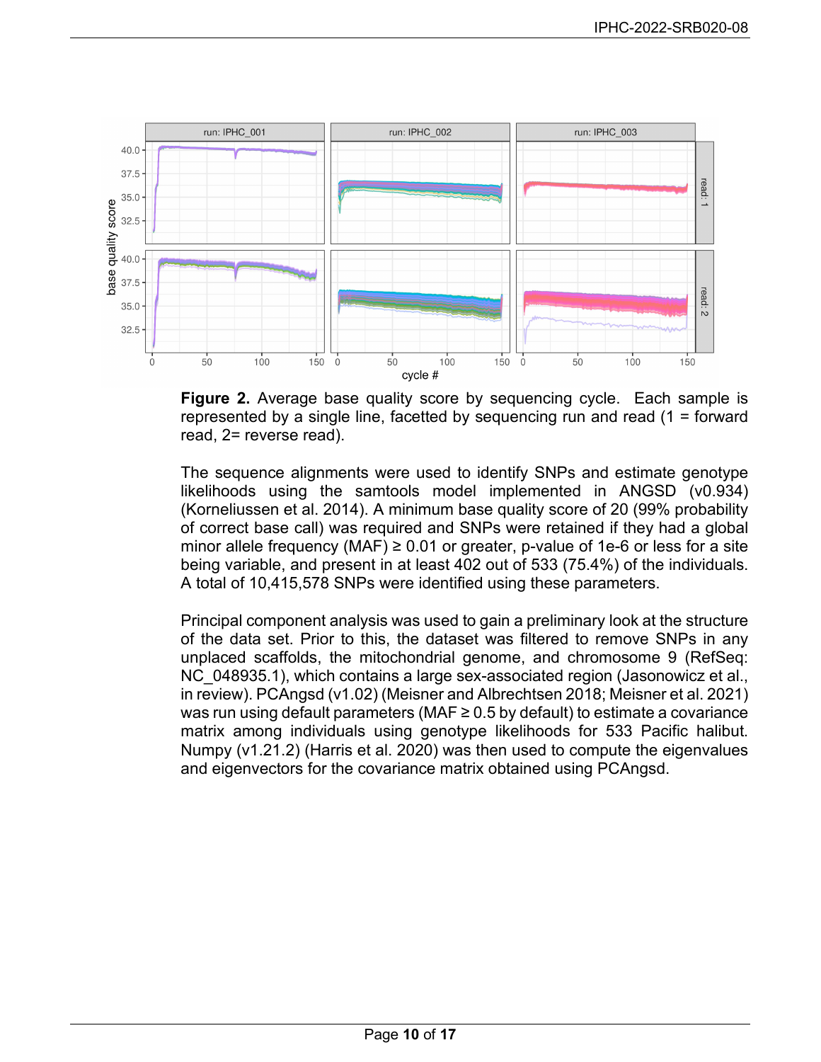**Figure 2.** Average base quality score by sequencing cycle. Each sample is represented by a single line, facetted by sequencing run and read (1 = forward read, 2= reverse read).

The sequence alignments were used to identify SNPs and estimate genotype likelihoods using the samtools model implemented in ANGSD (v0.934) (Korneliussen et al. 2014). A minimum base quality score of 20 (99% probability of correct base call) was required and SNPs were retained if they had a global minor allele frequency (MAF) ≥ 0.01 or greater, p-value of 1e-6 or less for a site being variable, and present in at least 402 out of 533 (75.4%) of the individuals. A total of 10,415,578 SNPs were identified using these parameters.

Principal component analysis was used to gain a preliminary look at the structure of the data set. Prior to this, the dataset was filtered to remove SNPs in any unplaced scaffolds, the mitochondrial genome, and chromosome 9 (RefSeq: NC_048935.1), which contains a large sex-associated region (Jasonowicz et al., in review). PCAngsd (v1.02) (Meisner and Albrechtsen 2018; Meisner et al. 2021) was run using default parameters (MAF ≥ 0.5 by default) to estimate a covariance matrix among individuals using genotype likelihoods for 533 Pacific halibut. Numpy (v1.21.2) (Harris et al. 2020) was then used to compute the eigenvalues and eigenvectors for the covariance matrix obtained using PCAngsd.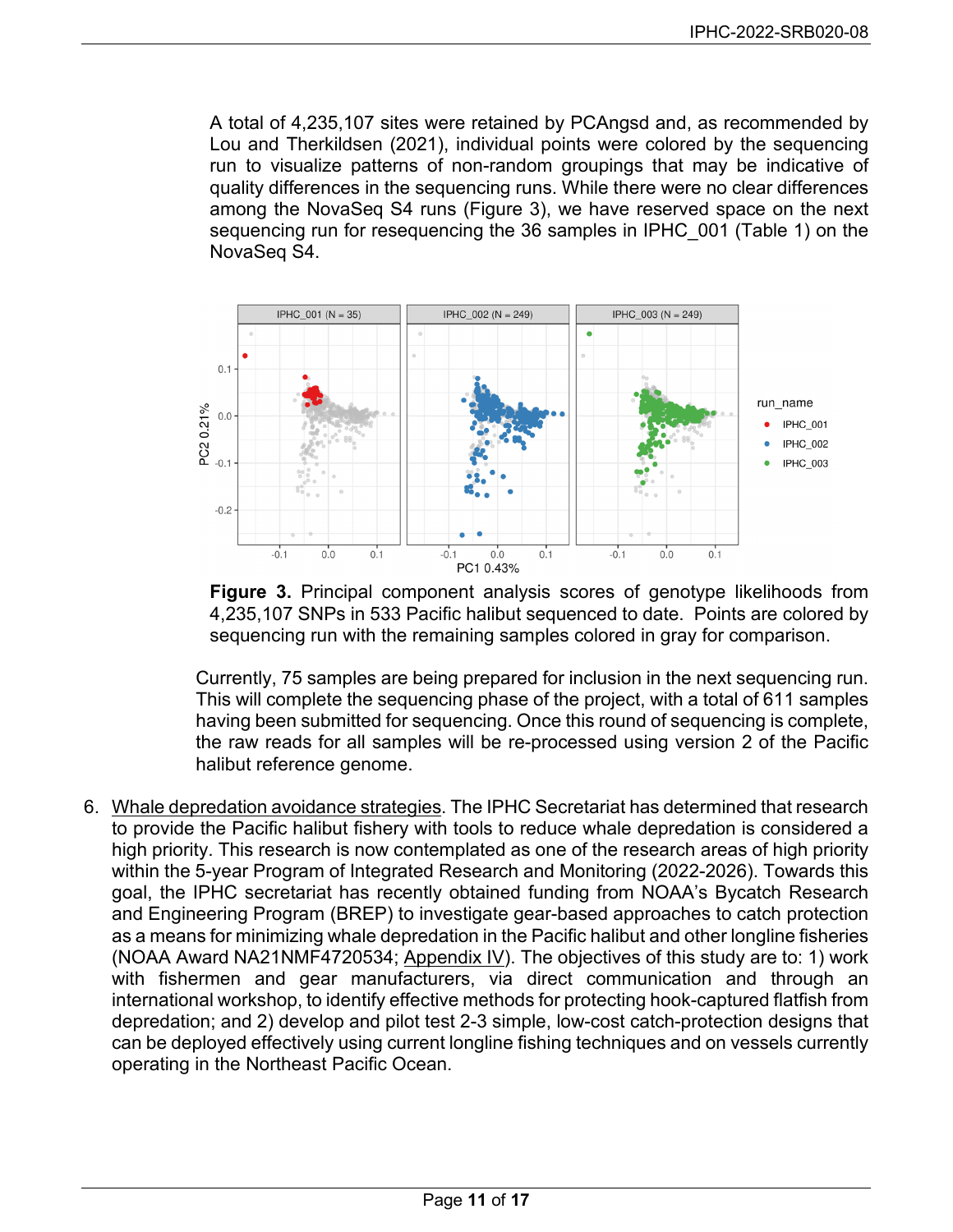A total of 4,235,107 sites were retained by PCAngsd and, as recommended by Lou and Therkildsen (2021), individual points were colored by the sequencing run to visualize patterns of non-random groupings that may be indicative of quality differences in the sequencing runs. While there were no clear differences among the NovaSeq S4 runs (Figure 3), we have reserved space on the next sequencing run for resequencing the 36 samples in IPHC_001 (Table 1) on the NovaSeq S4.

**Figure 3.** Principal component analysis scores of genotype likelihoods from 4,235,107 SNPs in 533 Pacific halibut sequenced to date. Points are colored by sequencing run with the remaining samples colored in gray for comparison.

Currently, 75 samples are being prepared for inclusion in the next sequencing run. This will complete the sequencing phase of the project, with a total of 611 samples having been submitted for sequencing. Once this round of sequencing is complete, the raw reads for all samples will be re-processed using version 2 of the Pacific halibut reference genome.

6. Whale depredation avoidance strategies. The IPHC Secretariat has determined that research to provide the Pacific halibut fishery with tools to reduce whale depredation is considered a high priority. This research is now contemplated as one of the research areas of high priority within the 5-year Program of Integrated Research and Monitoring (2022-2026). Towards this goal, the IPHC secretariat has recently obtained funding from NOAA's Bycatch Research and Engineering Program (BREP) to investigate gear-based approaches to catch protection as a means for minimizing whale depredation in the Pacific halibut and other longline fisheries (NOAA Award NA21NMF4720534; Appendix IV). The objectives of this study are to: 1) work with fishermen and gear manufacturers, via direct communication and through an international workshop, to identify effective methods for protecting hook-captured flatfish from depredation; and 2) develop and pilot test 2-3 simple, low-cost catch-protection designs that can be deployed effectively using current longline fishing techniques and on vessels currently operating in the Northeast Pacific Ocean.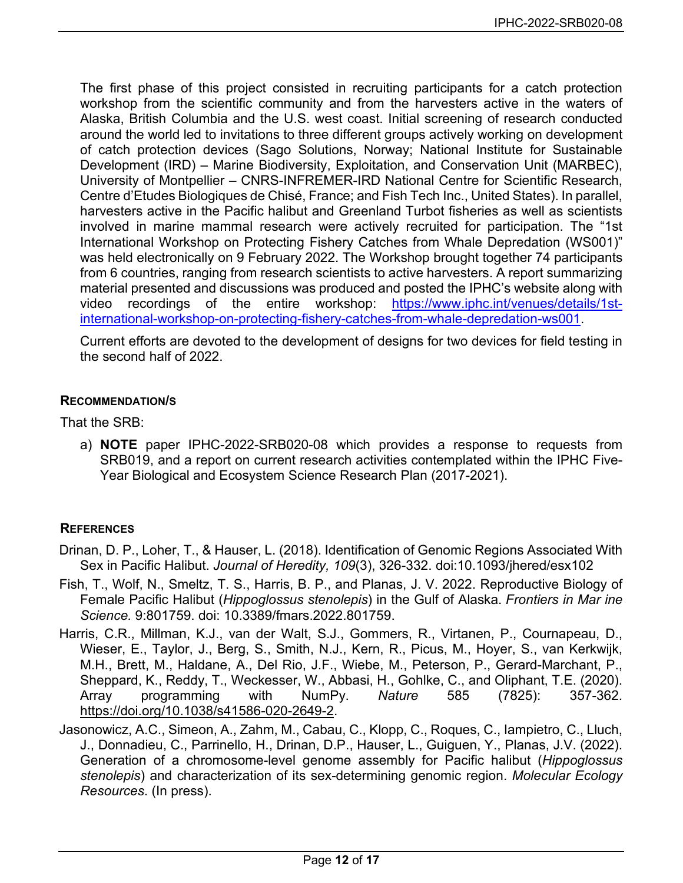The first phase of this project consisted in recruiting participants for a catch protection workshop from the scientific community and from the harvesters active in the waters of Alaska, British Columbia and the U.S. west coast. Initial screening of research conducted around the world led to invitations to three different groups actively working on development of catch protection devices (Sago Solutions, Norway; National Institute for Sustainable Development (IRD) – Marine Biodiversity, Exploitation, and Conservation Unit (MARBEC), University of Montpellier – CNRS-INFREMER-IRD National Centre for Scientific Research, Centre d'Etudes Biologiques de Chisé, France; and Fish Tech Inc., United States). In parallel, harvesters active in the Pacific halibut and Greenland Turbot fisheries as well as scientists involved in marine mammal research were actively recruited for participation. The "1st International Workshop on Protecting Fishery Catches from Whale Depredation (WS001)" was held electronically on 9 February 2022. The Workshop brought together 74 participants from 6 countries, ranging from research scientists to active harvesters. A report summarizing material presented and discussions was produced and posted the IPHC's website along with video recordings of the entire workshop: https://www.iphc.int/venues/details/1st-international-workshop-on-protecting-fishery-catches-from-whale-depredation-ws001.

Current efforts are devoted to the development of designs for two devices for field testing in the second half of 2022.

### Recommendation/s

That the SRB:

a) **NOTE** paper IPHC-2022-SRB020-08 which provides a response to requests from SRB019, and a report on current research activities contemplated within the IPHC Five-Year Biological and Ecosystem Science Research Plan (2017-2021).

### References

Drinan, D. P., Loher, T., & Hauser, L. (2018). Identification of Genomic Regions Associated With Sex in Pacific Halibut. *Journal of Heredity, 109*(3), 326-332. doi:10.1093/jhered/esx102

Fish, T., Wolf, N., Smeltz, T. S., Harris, B. P., and Planas, J. V. 2022. Reproductive Biology of Female Pacific Halibut (*Hippoglossus stenolepis*) in the Gulf of Alaska. *Frontiers in Mar ine Science.* 9:801759. doi: 10.3389/fmars.2022.801759.

Harris, C.R., Millman, K.J., van der Walt, S.J., Gommers, R., Virtanen, P., Cournapeau, D., Wieser, E., Taylor, J., Berg, S., Smith, N.J., Kern, R., Picus, M., Hoyer, S., van Kerkwijk, M.H., Brett, M., Haldane, A., Del Rio, J.F., Wiebe, M., Peterson, P., Gerard-Marchant, P., Sheppard, K., Reddy, T., Weckesser, W., Abbasi, H., Gohlke, C., and Oliphant, T.E. (2020). Array programming with NumPy. *Nature* 585 (7825): 357-362. https://doi.org/10.1038/s41586-020-2649-2.

Jasonowicz, A.C., Simeon, A., Zahm, M., Cabau, C., Klopp, C., Roques, C., Iampietro, C., Lluch, J., Donnadieu, C., Parrinello, H., Drinan, D.P., Hauser, L., Guiguen, Y., Planas, J.V. (2022). Generation of a chromosome-level genome assembly for Pacific halibut (*Hippoglossus stenolepis*) and characterization of its sex-determining genomic region. *Molecular Ecology Resources*. (In press).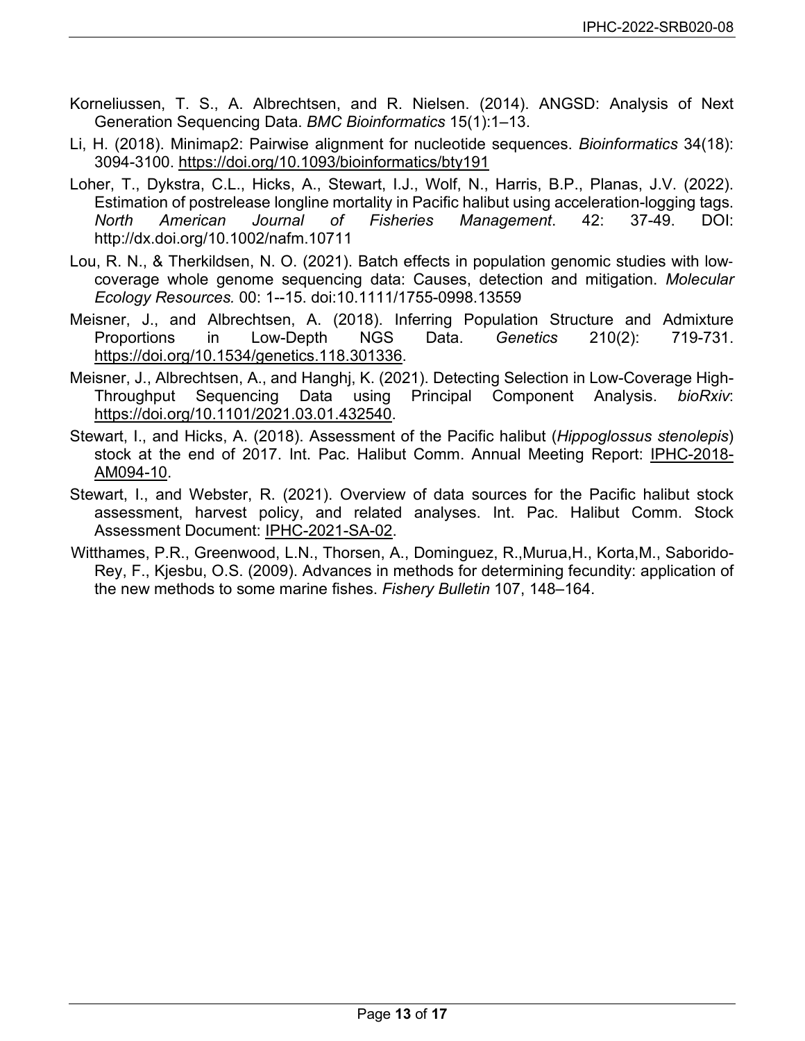Korneliussen, T. S., A. Albrechtsen, and R. Nielsen. (2014). ANGSD: Analysis of Next Generation Sequencing Data. *BMC Bioinformatics* 15(1):1–13.

Li, H. (2018). Minimap2: Pairwise alignment for nucleotide sequences. *Bioinformatics* 34(18): 3094-3100. https://doi.org/10.1093/bioinformatics/bty191

Loher, T., Dykstra, C.L., Hicks, A., Stewart, I.J., Wolf, N., Harris, B.P., Planas, J.V. (2022). Estimation of postrelease longline mortality in Pacific halibut using acceleration-logging tags. *North American Journal of Fisheries Management*. 42: 37-49. DOI: http://dx.doi.org/10.1002/nafm.10711

Lou, R. N., & Therkildsen, N. O. (2021). Batch effects in population genomic studies with low-coverage whole genome sequencing data: Causes, detection and mitigation. *Molecular Ecology Resources.* 00: 1--15. doi:10.1111/1755-0998.13559

Meisner, J., and Albrechtsen, A. (2018). Inferring Population Structure and Admixture Proportions in Low-Depth NGS Data. *Genetics* 210(2): 719-731. https://doi.org/10.1534/genetics.118.301336.

Meisner, J., Albrechtsen, A., and Hanghj, K. (2021). Detecting Selection in Low-Coverage High-Throughput Sequencing Data using Principal Component Analysis. *bioRxiv*: https://doi.org/10.1101/2021.03.01.432540.

Stewart, I., and Hicks, A. (2018). Assessment of the Pacific halibut (*Hippoglossus stenolepis*) stock at the end of 2017. Int. Pac. Halibut Comm. Annual Meeting Report: IPHC-2018-AM094-10.

Stewart, I., and Webster, R. (2021). Overview of data sources for the Pacific halibut stock assessment, harvest policy, and related analyses. Int. Pac. Halibut Comm. Stock Assessment Document: IPHC-2021-SA-02.

Witthames, P.R., Greenwood, L.N., Thorsen, A., Dominguez, R.,Murua,H., Korta,M., Saborido-Rey, F., Kjesbu, O.S. (2009). Advances in methods for determining fecundity: application of the new methods to some marine fishes. *Fishery Bulletin* 107, 148–164.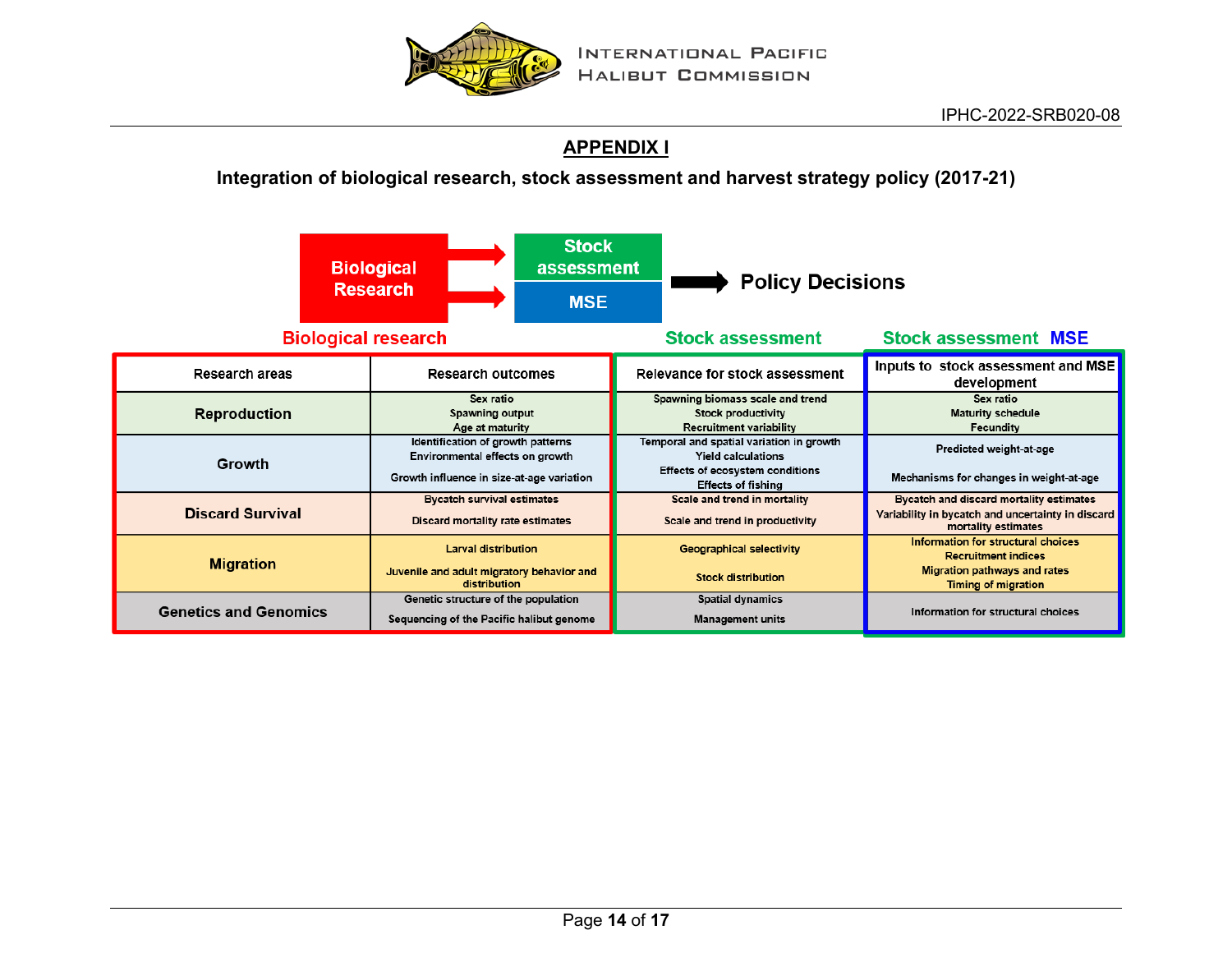## APPENDIX I

**Integration of biological research, stock assessment and harvest strategy policy (2017-21)**

Biological Research → Stock assessment / MSE → Policy Decisions

| Biological research | | Stock assessment | Stock assessment MSE |
|---|---|---|---|
| **Research areas** | **Research outcomes** | **Relevance for stock assessment** | **Inputs to stock assessment and MSE development** |
| **Reproduction** | Sex ratio<br>Spawning output<br>Age at maturity | Spawning biomass scale and trend<br>Stock productivity<br>Recruitment variability | Sex ratio<br>Maturity schedule<br>Fecundity |
| **Growth** | Identification of growth patterns<br>Environmental effects on growth<br>Growth influence in size-at-age variation | Temporal and spatial variation in growth<br>Yield calculations<br>Effects of ecosystem conditions<br>Effects of fishing | Predicted weight-at-age<br>Mechanisms for changes in weight-at-age |
| **Discard Survival** | Bycatch survival estimates<br>Discard mortality rate estimates | Scale and trend in mortality<br>Scale and trend in productivity | Bycatch and discard mortality estimates<br>Variability in bycatch and uncertainty in discard mortality estimates |
| **Migration** | Larval distribution<br>Juvenile and adult migratory behavior and distribution | Geographical selectivity<br>Stock distribution | Information for structural choices<br>Recruitment indices<br>Migration pathways and rates<br>Timing of migration |
| **Genetics and Genomics** | Genetic structure of the population<br>Sequencing of the Pacific halibut genome | Spatial dynamics<br>Management units | Information for structural choices |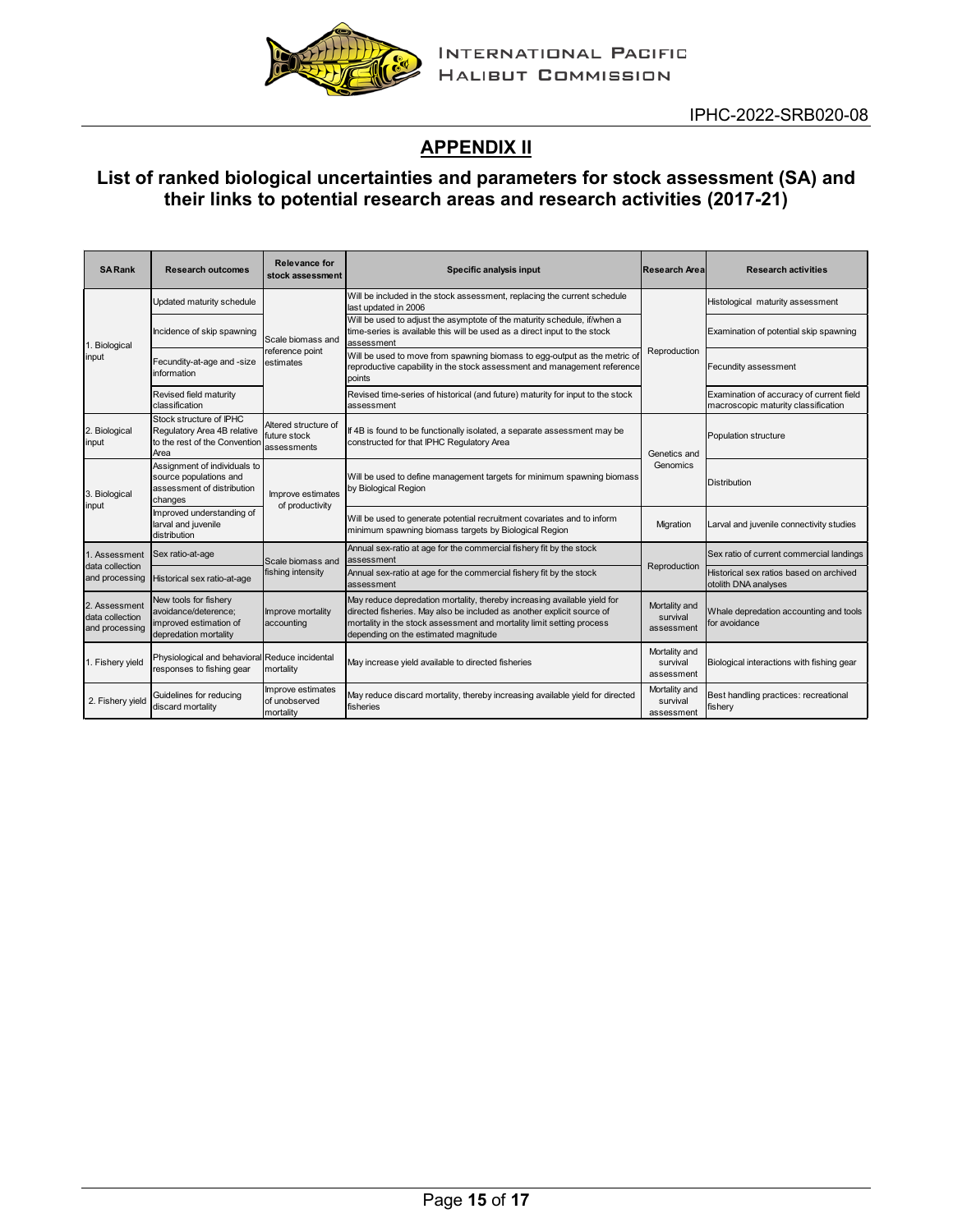## APPENDIX II

## List of ranked biological uncertainties and parameters for stock assessment (SA) and their links to potential research areas and research activities (2017-21)

| SA Rank | Research outcomes | Relevance for stock assessment | Specific analysis input | Research Area | Research activities |
|---|---|---|---|---|---|
| 1. Biological input | Updated maturity schedule | Scale biomass and reference point estimates | Will be included in the stock assessment, replacing the current schedule last updated in 2006 | Reproduction | Histological maturity assessment |
| | Incidence of skip spawning | | Will be used to adjust the asymptote of the maturity schedule, if/when a time-series is available this will be used as a direct input to the stock assessment | | Examination of potential skip spawning |
| | Fecundity-at-age and -size information | | Will be used to move from spawning biomass to egg-output as the metric of reproductive capability in the stock assessment and management reference points | | Fecundity assessment |
| | Revised field maturity classification | | Revised time-series of historical (and future) maturity for input to the stock assessment | | Examination of accuracy of current field macroscopic maturity classification |
| 2. Biological input | Stock structure of IPHC Regulatory Area 4B relative to the rest of the Convention Area | Altered structure of future stock assessments | If 4B is found to be functionally isolated, a separate assessment may be constructed for that IPHC Regulatory Area | Genetics and Genomics | Population structure |
| 3. Biological input | Assignment of individuals to source populations and assessment of distribution changes | Improve estimates of productivity | Will be used to define management targets for minimum spawning biomass by Biological Region | | Distribution |
| | Improved understanding of larval and juvenile distribution | | Will be used to generate potential recruitment covariates and to inform minimum spawning biomass targets by Biological Region | Migration | Larval and juvenile connectivity studies |
| 1. Assessment data collection and processing | Sex ratio-at-age | Scale biomass and fishing intensity | Annual sex-ratio at age for the commercial fishery fit by the stock assessment | Reproduction | Sex ratio of current commercial landings |
| | Historical sex ratio-at-age | | Annual sex-ratio at age for the commercial fishery fit by the stock assessment | | Historical sex ratios based on archived otolith DNA analyses |
| 2. Assessment data collection and processing | New tools for fishery avoidance/deterence; improved estimation of depredation mortality | Improve mortality accounting | May reduce depredation mortality, thereby increasing available yield for directed fisheries. May also be included as another explicit source of mortality in the stock assessment and mortality limit setting process depending on the estimated magnitude | Mortality and survival assessment | Whale depredation accounting and tools for avoidance |
| 1. Fishery yield | Physiological and behavioral responses to fishing gear | Reduce incidental mortality | May increase yield available to directed fisheries | Mortality and survival assessment | Biological interactions with fishing gear |
| 2. Fishery yield | Guidelines for reducing discard mortality | Improve estimates of unobserved mortality | May reduce discard mortality, thereby increasing available yield for directed fisheries | Mortality and survival assessment | Best handling practices: recreational fishery |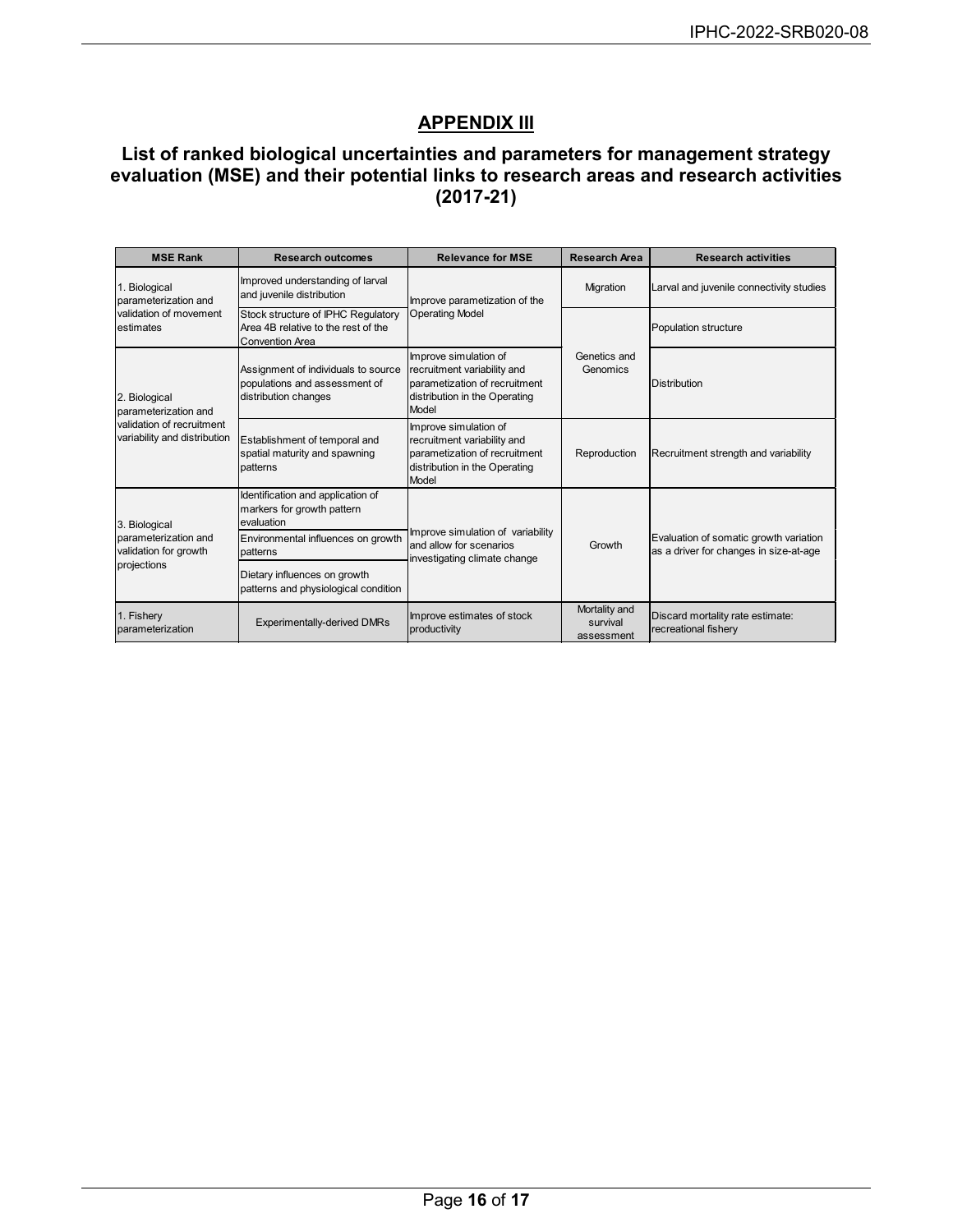## APPENDIX III

### List of ranked biological uncertainties and parameters for management strategy evaluation (MSE) and their potential links to research areas and research activities (2017-21)

| MSE Rank | Research outcomes | Relevance for MSE | Research Area | Research activities |
|---|---|---|---|---|
| 1. Biological parameterization and validation of movement estimates | Improved understanding of larval and juvenile distribution | Improve parametization of the Operating Model | Migration | Larval and juvenile connectivity studies |
| | Stock structure of IPHC Regulatory Area 4B relative to the rest of the Convention Area | | Genetics and Genomics | Population structure |
| 2. Biological parameterization and validation of recruitment variability and distribution | Assignment of individuals to source populations and assessment of distribution changes | Improve simulation of recruitment variability and parametization of recruitment distribution in the Operating Model | | Distribution |
| | Establishment of temporal and spatial maturity and spawning patterns | Improve simulation of recruitment variability and parametization of recruitment distribution in the Operating Model | Reproduction | Recruitment strength and variability |
| 3. Biological parameterization and validation for growth projections | Identification and application of markers for growth pattern evaluation | Improve simulation of variability and allow for scenarios investigating climate change | Growth | Evaluation of somatic growth variation as a driver for changes in size-at-age |
| | Environmental influences on growth patterns | | | |
| | Dietary influences on growth patterns and physiological condition | | | |
| 1. Fishery parameterization | Experimentally-derived DMRs | Improve estimates of stock productivity | Mortality and survival assessment | Discard mortality rate estimate: recreational fishery |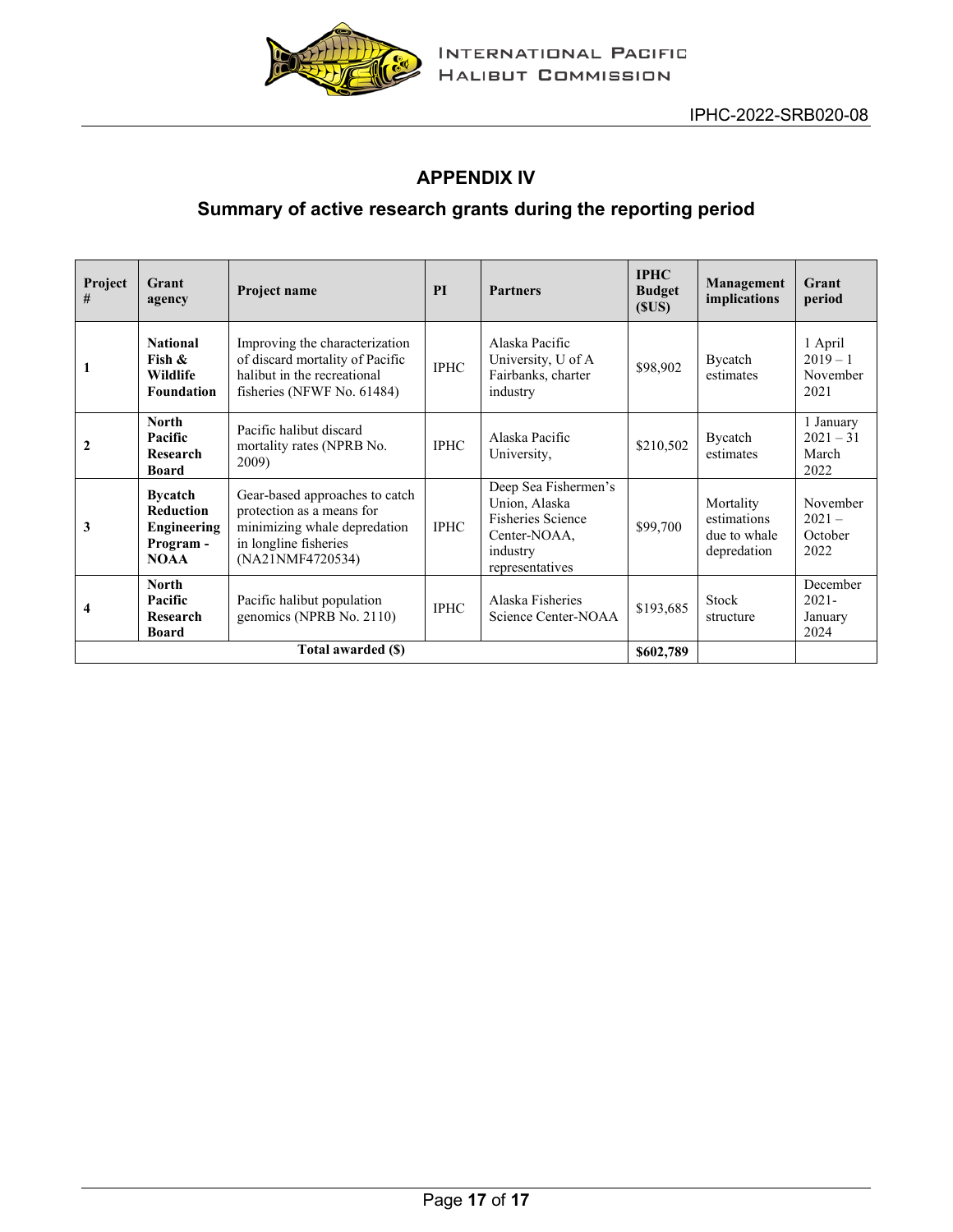## APPENDIX IV

## Summary of active research grants during the reporting period

| Project # | Grant agency | Project name | PI | Partners | IPHC Budget ($US) | Management implications | Grant period |
|---|---|---|---|---|---|---|---|
| 1 | **National Fish & Wildlife Foundation** | Improving the characterization of discard mortality of Pacific halibut in the recreational fisheries (NFWF No. 61484) | IPHC | Alaska Pacific University, U of A Fairbanks, charter industry | $98,902 | Bycatch estimates | 1 April 2019 – 1 November 2021 |
| 2 | **North Pacific Research Board** | Pacific halibut discard mortality rates (NPRB No. 2009) | IPHC | Alaska Pacific University, | $210,502 | Bycatch estimates | 1 January 2021 – 31 March 2022 |
| 3 | **Bycatch Reduction Engineering Program - NOAA** | Gear-based approaches to catch protection as a means for minimizing whale depredation in longline fisheries (NA21NMF4720534) | IPHC | Deep Sea Fishermen's Union, Alaska Fisheries Science Center-NOAA, industry representatives | $99,700 | Mortality estimations due to whale depredation | November 2021 – October 2022 |
| 4 | **North Pacific Research Board** | Pacific halibut population genomics (NPRB No. 2110) | IPHC | Alaska Fisheries Science Center-NOAA | $193,685 | Stock structure | December 2021-January 2024 |
| | | **Total awarded ($)** | | | **$602,789** | | |